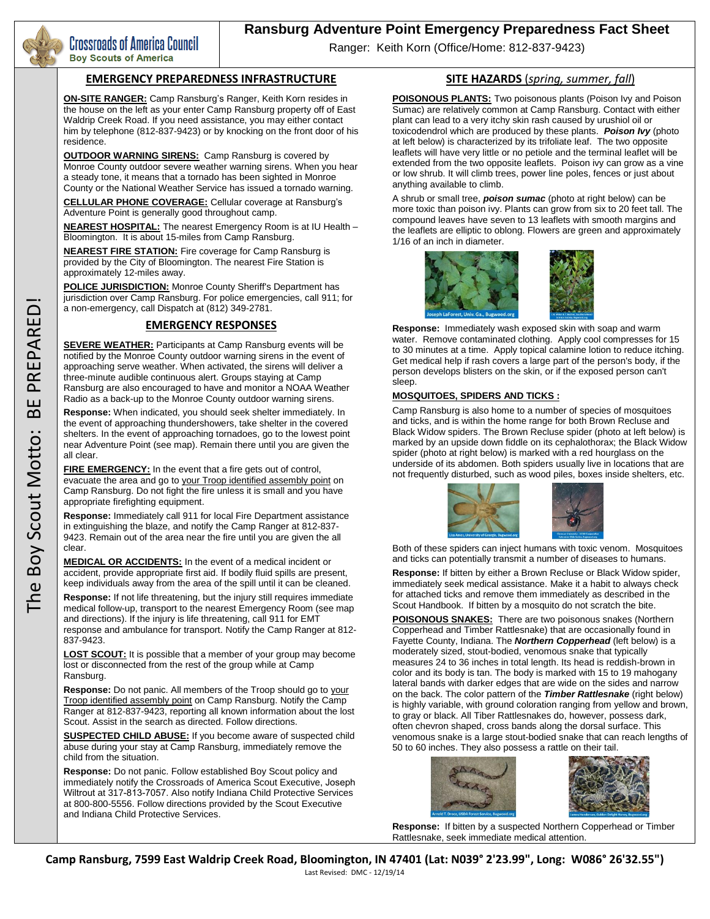# Ransburg Adventure Point Emergency Preparedness Fact Sheet

Crossroads of America Council
Boy Scouts of America

Ranger: Keith Korn (Office/Home: 812-837-9423)

The Boy Scout Motto: BE PREPARED!

## EMERGENCY PREPAREDNESS INFRASTRUCTURE

**ON-SITE RANGER:** Camp Ransburg's Ranger, Keith Korn resides in the house on the left as your enter Camp Ransburg property off of East Waldrip Creek Road. If you need assistance, you may either contact him by telephone (812-837-9423) or by knocking on the front door of his residence.

**OUTDOOR WARNING SIRENS:** Camp Ransburg is covered by Monroe County outdoor severe weather warning sirens. When you hear a steady tone, it means that a tornado has been sighted in Monroe County or the National Weather Service has issued a tornado warning.

**CELLULAR PHONE COVERAGE:** Cellular coverage at Ransburg's Adventure Point is generally good throughout camp.

**NEAREST HOSPITAL:** The nearest Emergency Room is at IU Health – Bloomington. It is about 15-miles from Camp Ransburg.

**NEAREST FIRE STATION:** Fire coverage for Camp Ransburg is provided by the City of Bloomington. The nearest Fire Station is approximately 12-miles away.

**POLICE JURISDICTION:** Monroe County Sheriff's Department has jurisdiction over Camp Ransburg. For police emergencies, call 911; for a non-emergency, call Dispatch at (812) 349-2781.

## EMERGENCY RESPONSES

**SEVERE WEATHER:** Participants at Camp Ransburg events will be notified by the Monroe County outdoor warning sirens in the event of approaching serve weather. When activated, the sirens will deliver a three-minute audible continuous alert. Groups staying at Camp Ransburg are also encouraged to have and monitor a NOAA Weather Radio as a back-up to the Monroe County outdoor warning sirens.

**Response:** When indicated, you should seek shelter immediately. In the event of approaching thundershowers, take shelter in the covered shelters. In the event of approaching tornadoes, go to the lowest point near Adventure Point (see map). Remain there until you are given the all clear.

**FIRE EMERGENCY:** In the event that a fire gets out of control, evacuate the area and go to your Troop identified assembly point on Camp Ransburg. Do not fight the fire unless it is small and you have appropriate firefighting equipment.

**Response:** Immediately call 911 for local Fire Department assistance in extinguishing the blaze, and notify the Camp Ranger at 812-837-9423. Remain out of the area near the fire until you are given the all clear.

**MEDICAL OR ACCIDENTS:** In the event of a medical incident or accident, provide appropriate first aid. If bodily fluid spills are present, keep individuals away from the area of the spill until it can be cleaned.

**Response:** If not life threatening, but the injury still requires immediate medical follow-up, transport to the nearest Emergency Room (see map and directions). If the injury is life threatening, call 911 for EMT response and ambulance for transport. Notify the Camp Ranger at 812-837-9423.

**LOST SCOUT:** It is possible that a member of your group may become lost or disconnected from the rest of the group while at Camp Ransburg.

**Response:** Do not panic. All members of the Troop should go to your Troop identified assembly point on Camp Ransburg. Notify the Camp Ranger at 812-837-9423, reporting all known information about the lost Scout. Assist in the search as directed. Follow directions.

**SUSPECTED CHILD ABUSE:** If you become aware of suspected child abuse during your stay at Camp Ransburg, immediately remove the child from the situation.

**Response:** Do not panic. Follow established Boy Scout policy and immediately notify the Crossroads of America Scout Executive, Joseph Wiltrout at 317-813-7057. Also notify Indiana Child Protective Services at 800-800-5556. Follow directions provided by the Scout Executive and Indiana Child Protective Services.

## SITE HAZARDS (*spring, summer, fall*)

**POISONOUS PLANTS:** Two poisonous plants (Poison Ivy and Poison Sumac) are relatively common at Camp Ransburg. Contact with either plant can lead to a very itchy skin rash caused by urushiol oil or toxicodendrol which are produced by these plants. ***Poison Ivy*** (photo at left below) is characterized by its trifoliate leaf. The two opposite leaflets will have very little or no petiole and the terminal leaflet will be extended from the two opposite leaflets. Poison ivy can grow as a vine or low shrub. It will climb trees, power line poles, fences or just about anything available to climb.

A shrub or small tree, ***poison sumac*** (photo at right below) can be more toxic than poison ivy. Plants can grow from six to 20 feet tall. The compound leaves have seven to 13 leaflets with smooth margins and the leaflets are elliptic to oblong. Flowers are green and approximately 1/16 of an inch in diameter.

Joseph LaForest, Univ. Ga., Bugwood.org

**Response:** Immediately wash exposed skin with soap and warm water. Remove contaminated clothing. Apply cool compresses for 15 to 30 minutes at a time. Apply topical calamine lotion to reduce itching. Get medical help if rash covers a large part of the person's body, if the person develops blisters on the skin, or if the exposed person can't sleep.

**MOSQUITOES, SPIDERS AND TICKS :**

Camp Ransburg is also home to a number of species of mosquitoes and ticks, and is within the home range for both Brown Recluse and Black Widow spiders. The Brown Recluse spider (photo at left below) is marked by an upside down fiddle on its cephalothorax; the Black Widow spider (photo at right below) is marked with a red hourglass on the underside of its abdomen. Both spiders usually live in locations that are not frequently disturbed, such as wood piles, boxes inside shelters, etc.

Lisa Ames, University of Georgia, Bugwood.org

Both of these spiders can inject humans with toxic venom. Mosquitoes and ticks can potentially transmit a number of diseases to humans.

**Response:** If bitten by either a Brown Recluse or Black Widow spider, immediately seek medical assistance. Make it a habit to always check for attached ticks and remove them immediately as described in the Scout Handbook. If bitten by a mosquito do not scratch the bite.

**POISONOUS SNAKES:** There are two poisonous snakes (Northern Copperhead and Timber Rattlesnake) that are occasionally found in Fayette County, Indiana. The ***Northern Copperhead*** (left below) is a moderately sized, stout-bodied, venomous snake that typically measures 24 to 36 inches in total length. Its head is reddish-brown in color and its body is tan. The body is marked with 15 to 19 mahogany lateral bands with darker edges that are wide on the sides and narrow on the back. The color pattern of the ***Timber Rattlesnake*** (right below) is highly variable, with ground coloration ranging from yellow and brown, to gray or black. All Tiber Rattlesnakes do, however, possess dark, often chevron shaped, cross bands along the dorsal surface. This venomous snake is a large stout-bodied snake that can reach lengths of 50 to 60 inches. They also possess a rattle on their tail.

Arnold T. Drooz, USDA Forest Service, Bugwood.org

**Response:** If bitten by a suspected Northern Copperhead or Timber Rattlesnake, seek immediate medical attention.

**Camp Ransburg, 7599 East Waldrip Creek Road, Bloomington, IN 47401 (Lat: N039° 2'23.99", Long: W086° 26'32.55")**

Last Revised: DMC - 12/19/14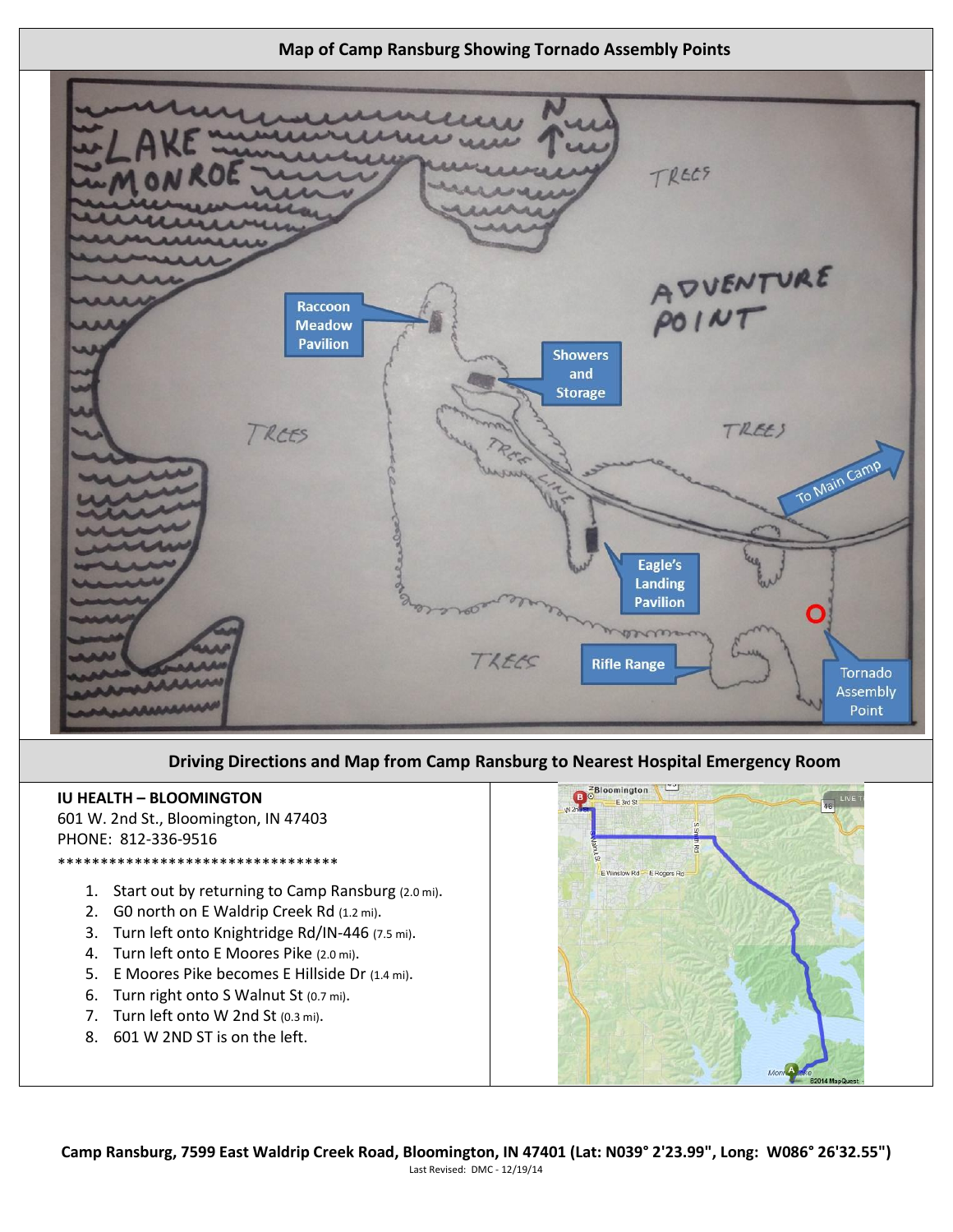## Map of Camp Ransburg Showing Tornado Assembly Points

LAKE MONROE

N

TREES

ADVENTURE POINT

Raccoon Meadow Pavilion

Showers and Storage

TREES

TREE LINE

TREES

To Main Camp

Eagle's Landing Pavilion

TREES

Rifle Range

Tornado Assembly Point

## Driving Directions and Map from Camp Ransburg to Nearest Hospital Emergency Room

**IU HEALTH – BLOOMINGTON**
601 W. 2nd St., Bloomington, IN 47403
PHONE: 812-336-9516
*********************************

1. Start out by returning to Camp Ransburg (2.0 mi).
2. G0 north on E Waldrip Creek Rd (1.2 mi).
3. Turn left onto Knightridge Rd/IN-446 (7.5 mi).
4. Turn left onto E Moores Pike (2.0 mi).
5. E Moores Pike becomes E Hillside Dr (1.4 mi).
6. Turn right onto S Walnut St (0.7 mi).
7. Turn left onto W 2nd St (0.3 mi).
8. 601 W 2ND ST is on the left.

Bloomington

E 3rd St

W 2nd St

S Walnut St

S Smith Rd

E Winslow Rd

E Rogers Rd

46

©2014 MapQuest

**Camp Ransburg, 7599 East Waldrip Creek Road, Bloomington, IN 47401 (Lat: N039° 2'23.99", Long: W086° 26'32.55")**

Last Revised: DMC - 12/19/14